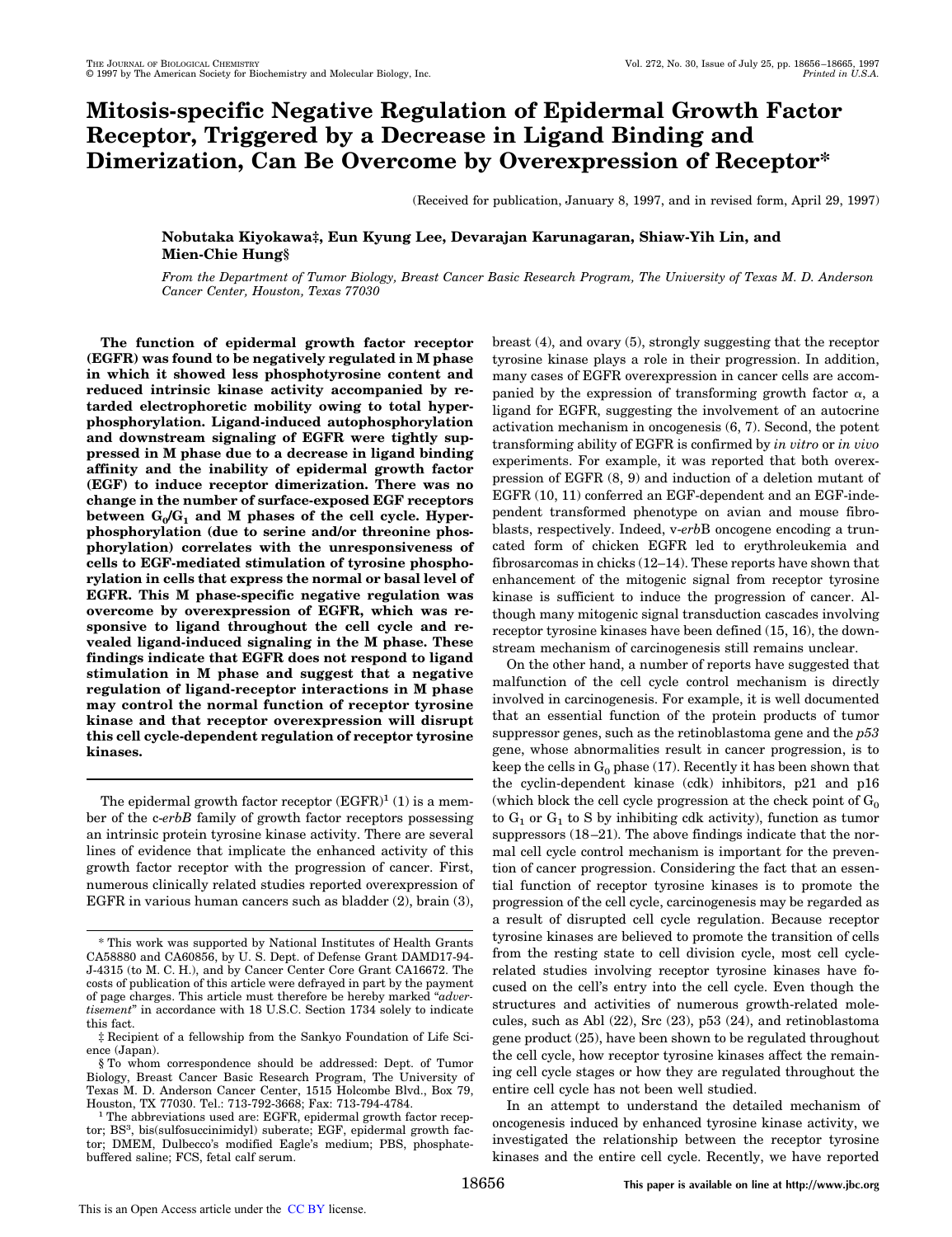# Mitosis-specific Negative Regulation of Epidermal Growth Factor Receptor, Triggered by a Decrease in Ligand Binding and Dimerization, Can Be Overcome by Overexpression of Receptor*

(Received for publication, January 8, 1997, and in revised form, April 29, 1997)

**Nobutaka Kiyokawa‡, Eun Kyung Lee, Devarajan Karunagaran, Shiaw-Yih Lin, and Mien-Chie Hung§**

*From the Department of Tumor Biology, Breast Cancer Basic Research Program, The University of Texas M. D. Anderson Cancer Center, Houston, Texas 77030*

**The function of epidermal growth factor receptor (EGFR) was found to be negatively regulated in M phase in which it showed less phosphotyrosine content and reduced intrinsic kinase activity accompanied by retarded electrophoretic mobility owing to total hyperphosphorylation. Ligand-induced autophosphorylation and downstream signaling of EGFR were tightly suppressed in M phase due to a decrease in ligand binding affinity and the inability of epidermal growth factor (EGF) to induce receptor dimerization. There was no change in the number of surface-exposed EGF receptors between $G_0/G_1$ and M phases of the cell cycle. Hyperphosphorylation (due to serine and/or threonine phosphorylation) correlates with the unresponsiveness of cells to EGF-mediated stimulation of tyrosine phosphorylation in cells that express the normal or basal level of EGFR. This M phase-specific negative regulation was overcome by overexpression of EGFR, which was responsive to ligand throughout the cell cycle and revealed ligand-induced signaling in the M phase. These findings indicate that EGFR does not respond to ligand stimulation in M phase and suggest that a negative regulation of ligand-receptor interactions in M phase may control the normal function of receptor tyrosine kinase and that receptor overexpression will disrupt this cell cycle-dependent regulation of receptor tyrosine kinases.**

The epidermal growth factor receptor (EGFR)[1] (1) is a member of the c-*erbB* family of growth factor receptors possessing an intrinsic protein tyrosine kinase activity. There are several lines of evidence that implicate the enhanced activity of this growth factor receptor with the progression of cancer. First, numerous clinically related studies reported overexpression of EGFR in various human cancers such as bladder (2), brain (3), breast (4), and ovary (5), strongly suggesting that the receptor tyrosine kinase plays a role in their progression. In addition, many cases of EGFR overexpression in cancer cells are accompanied by the expression of transforming growth factor α, a ligand for EGFR, suggesting the involvement of an autocrine activation mechanism in oncogenesis (6, 7). Second, the potent transforming ability of EGFR is confirmed by *in vitro* or *in vivo* experiments. For example, it was reported that both overexpression of EGFR (8, 9) and induction of a deletion mutant of EGFR (10, 11) conferred an EGF-dependent and an EGF-independent transformed phenotype on avian and mouse fibroblasts, respectively. Indeed, v-*erb*B oncogene encoding a truncated form of chicken EGFR led to erythroleukemia and fibrosarcomas in chicks (12–14). These reports have shown that enhancement of the mitogenic signal from receptor tyrosine kinase is sufficient to induce the progression of cancer. Although many mitogenic signal transduction cascades involving receptor tyrosine kinases have been defined (15, 16), the downstream mechanism of carcinogenesis still remains unclear.

On the other hand, a number of reports have suggested that malfunction of the cell cycle control mechanism is directly involved in carcinogenesis. For example, it is well documented that an essential function of the protein products of tumor suppressor genes, such as the retinoblastoma gene and the *p53* gene, whose abnormalities result in cancer progression, is to keep the cells in $G_0$ phase (17). Recently it has been shown that the cyclin-dependent kinase (cdk) inhibitors, p21 and p16 (which block the cell cycle progression at the check point of $G_0$ to $G_1$ or $G_1$ to S by inhibiting cdk activity), function as tumor suppressors (18–21). The above findings indicate that the normal cell cycle control mechanism is important for the prevention of cancer progression. Considering the fact that an essential function of receptor tyrosine kinases is to promote the progression of the cell cycle, carcinogenesis may be regarded as a result of disrupted cell cycle regulation. Because receptor tyrosine kinases are believed to promote the transition of cells from the resting state to cell division cycle, most cell cycle-related studies involving receptor tyrosine kinases have focused on the cell's entry into the cell cycle. Even though the structures and activities of numerous growth-related molecules, such as Abl (22), Src (23), p53 (24), and retinoblastoma gene product (25), have been shown to be regulated throughout the cell cycle, how receptor tyrosine kinases affect the remaining cell cycle stages or how they are regulated throughout the entire cell cycle has not been well studied.

In an attempt to understand the detailed mechanism of oncogenesis induced by enhanced tyrosine kinase activity, we investigated the relationship between the receptor tyrosine kinases and the entire cell cycle. Recently, we have reported

* This work was supported by National Institutes of Health Grants CA58880 and CA60856, by U. S. Dept. of Defense Grant DAMD17-94-J-4315 (to M. C. H.), and by Cancer Center Core Grant CA16672. The costs of publication of this article were defrayed in part by the payment of page charges. This article must therefore be hereby marked "*advertisement*" in accordance with 18 U.S.C. Section 1734 solely to indicate this fact.

‡ Recipient of a fellowship from the Sankyo Foundation of Life Science (Japan).

§ To whom correspondence should be addressed: Dept. of Tumor Biology, Breast Cancer Basic Research Program, The University of Texas M. D. Anderson Cancer Center, 1515 Holcombe Blvd., Box 79, Houston, TX 77030. Tel.: 713-792-3668; Fax: 713-794-4784.

[1] The abbreviations used are: EGFR, epidermal growth factor receptor; BS[3], bis(sulfosuccinimidyl) suberate; EGF, epidermal growth factor; DMEM, Dulbecco's modified Eagle's medium; PBS, phosphate-buffered saline; FCS, fetal calf serum.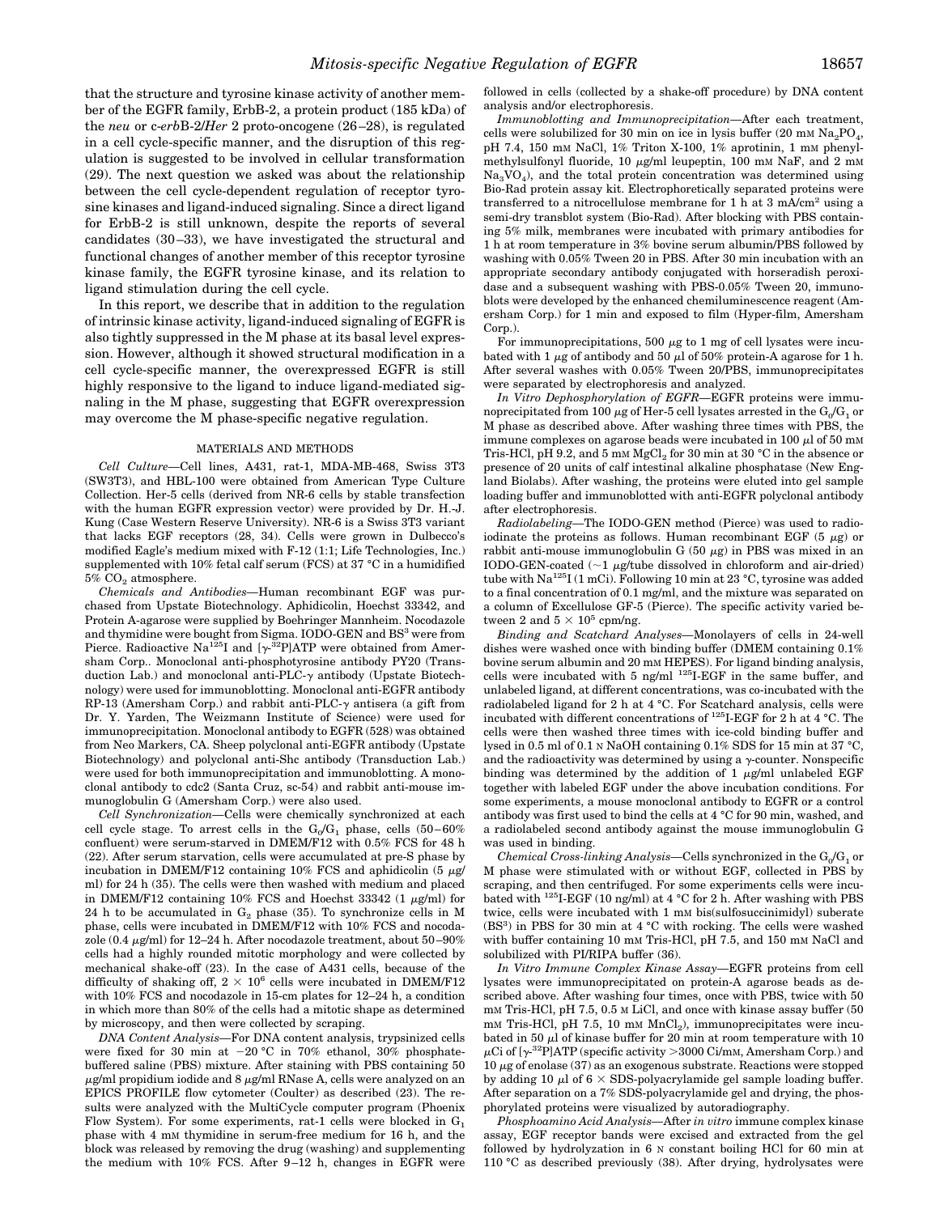that the structure and tyrosine kinase activity of another member of the EGFR family, ErbB-2, a protein product (185 kDa) of the *neu* or c-*erb*B-2/*Her* 2 proto-oncogene (26–28), is regulated in a cell cycle-specific manner, and the disruption of this regulation is suggested to be involved in cellular transformation (29). The next question we asked was about the relationship between the cell cycle-dependent regulation of receptor tyrosine kinases and ligand-induced signaling. Since a direct ligand for ErbB-2 is still unknown, despite the reports of several candidates (30–33), we have investigated the structural and functional changes of another member of this receptor tyrosine kinase family, the EGFR tyrosine kinase, and its relation to ligand stimulation during the cell cycle.

In this report, we describe that in addition to the regulation of intrinsic kinase activity, ligand-induced signaling of EGFR is also tightly suppressed in the M phase at its basal level expression. However, although it showed structural modification in a cell cycle-specific manner, the overexpressed EGFR is still highly responsive to the ligand to induce ligand-mediated signaling in the M phase, suggesting that EGFR overexpression may overcome the M phase-specific negative regulation.

## MATERIALS AND METHODS

*Cell Culture*—Cell lines, A431, rat-1, MDA-MB-468, Swiss 3T3 (SW3T3), and HBL-100 were obtained from American Type Culture Collection. Her-5 cells (derived from NR-6 cells by stable transfection with the human EGFR expression vector) were provided by Dr. H.-J. Kung (Case Western Reserve University). NR-6 is a Swiss 3T3 variant that lacks EGF receptors (28, 34). Cells were grown in Dulbecco's modified Eagle's medium mixed with F-12 (1:1; Life Technologies, Inc.) supplemented with 10% fetal calf serum (FCS) at 37 °C in a humidified 5% $CO_2$ atmosphere.

*Chemicals and Antibodies*—Human recombinant EGF was purchased from Upstate Biotechnology. Aphidicolin, Hoechst 33342, and Protein A-agarose were supplied by Boehringer Mannheim. Nocodazole and thymidine were bought from Sigma. IODO-GEN and BS$^3$ were from Pierce. Radioactive Na$^{125}$I and [$\gamma$-$^{32}$P]ATP were obtained from Amersham Corp.. Monoclonal anti-phosphotyrosine antibody PY20 (Transduction Lab.) and monoclonal anti-PLC-$\gamma$ antibody (Upstate Biotechnology) were used for immunoblotting. Monoclonal anti-EGFR antibody RP-13 (Amersham Corp.) and rabbit anti-PLC-$\gamma$ antisera (a gift from Dr. Y. Yarden, The Weizmann Institute of Science) were used for immunoprecipitation. Monoclonal antibody to EGFR (528) was obtained from Neo Markers, CA. Sheep polyclonal anti-EGFR antibody (Upstate Biotechnology) and polyclonal anti-Shc antibody (Transduction Lab.) were used for both immunoprecipitation and immunoblotting. A monoclonal antibody to cdc2 (Santa Cruz, sc-54) and rabbit anti-mouse immunoglobulin G (Amersham Corp.) were also used.

*Cell Synchronization*—Cells were chemically synchronized at each cell cycle stage. To arrest cells in the $G_0/G_1$ phase, cells (50–60% confluent) were serum-starved in DMEM/F12 with 0.5% FCS for 48 h (22). After serum starvation, cells were accumulated at pre-S phase by incubation in DMEM/F12 containing 10% FCS and aphidicolin (5 $\mu$g/ml) for 24 h (35). The cells were then washed with medium and placed in DMEM/F12 containing 10% FCS and Hoechst 33342 (1 $\mu$g/ml) for 24 h to be accumulated in $G_2$ phase (35). To synchronize cells in M phase, cells were incubated in DMEM/F12 with 10% FCS and nocodazole (0.4 $\mu$g/ml) for 12–24 h. After nocodazole treatment, about 50–90% cells had a highly rounded mitotic morphology and were collected by mechanical shake-off (23). In the case of A431 cells, because of the difficulty of shaking off, $2 \times 10^6$ cells were incubated in DMEM/F12 with 10% FCS and nocodazole in 15-cm plates for 12–24 h, a condition in which more than 80% of the cells had a mitotic shape as determined by microscopy, and then were collected by scraping.

*DNA Content Analysis*—For DNA content analysis, trypsinized cells were fixed for 30 min at −20 °C in 70% ethanol, 30% phosphate-buffered saline (PBS) mixture. After staining with PBS containing 50 $\mu$g/ml propidium iodide and 8 $\mu$g/ml RNase A, cells were analyzed on an EPICS PROFILE flow cytometer (Coulter) as described (23). The results were analyzed with the MultiCycle computer program (Phoenix Flow System). For some experiments, rat-1 cells were blocked in $G_1$ phase with 4 mM thymidine in serum-free medium for 16 h, and the block was released by removing the drug (washing) and supplementing the medium with 10% FCS. After 9–12 h, changes in EGFR were followed in cells (collected by a shake-off procedure) by DNA content analysis and/or electrophoresis.

*Immunoblotting and Immunoprecipitation*—After each treatment, cells were solubilized for 30 min on ice in lysis buffer (20 mM $Na_2PO_4$, pH 7.4, 150 mM NaCl, 1% Triton X-100, 1% aprotinin, 1 mM phenylmethylsulfonyl fluoride, 10 $\mu$g/ml leupeptin, 100 mM NaF, and 2 mM $Na_3VO_4$), and the total protein concentration was determined using Bio-Rad protein assay kit. Electrophoretically separated proteins were transferred to a nitrocellulose membrane for 1 h at 3 mA/cm$^2$ using a semi-dry transblot system (Bio-Rad). After blocking with PBS containing 5% milk, membranes were incubated with primary antibodies for 1 h at room temperature in 3% bovine serum albumin/PBS followed by washing with 0.05% Tween 20 in PBS. After 30 min incubation with an appropriate secondary antibody conjugated with horseradish peroxidase and a subsequent washing with PBS-0.05% Tween 20, immunoblots were developed by the enhanced chemiluminescence reagent (Amersham Corp.) for 1 min and exposed to film (Hyper-film, Amersham Corp.).

For immunoprecipitations, 500 $\mu$g to 1 mg of cell lysates were incubated with 1 $\mu$g of antibody and 50 $\mu$l of 50% protein-A agarose for 1 h. After several washes with 0.05% Tween 20/PBS, immunoprecipitates were separated by electrophoresis and analyzed.

*In Vitro Dephosphorylation of EGFR*—EGFR proteins were immunoprecipitated from 100 $\mu$g of Her-5 cell lysates arrested in the $G_0/G_1$ or M phase as described above. After washing three times with PBS, the immune complexes on agarose beads were incubated in 100 $\mu$l of 50 mM Tris-HCl, pH 9.2, and 5 mM $MgCl_2$ for 30 min at 30 °C in the absence or presence of 20 units of calf intestinal alkaline phosphatase (New England Biolabs). After washing, the proteins were eluted into gel sample loading buffer and immunoblotted with anti-EGFR polyclonal antibody after electrophoresis.

*Radiolabeling*—The IODO-GEN method (Pierce) was used to radioiodinate the proteins as follows. Human recombinant EGF (5 $\mu$g) or rabbit anti-mouse immunoglobulin G (50 $\mu$g) in PBS was mixed in an IODO-GEN-coated (~1 $\mu$g/tube dissolved in chloroform and air-dried) tube with Na$^{125}$I (1 mCi). Following 10 min at 23 °C, tyrosine was added to a final concentration of 0.1 mg/ml, and the mixture was separated on a column of Excellulose GF-5 (Pierce). The specific activity varied between 2 and $5 \times 10^5$ cpm/ng.

*Binding and Scatchard Analyses*—Monolayers of cells in 24-well dishes were washed once with binding buffer (DMEM containing 0.1% bovine serum albumin and 20 mM HEPES). For ligand binding analysis, cells were incubated with 5 ng/ml $^{125}$I-EGF in the same buffer, and unlabeled ligand, at different concentrations, was co-incubated with the radiolabeled ligand for 2 h at 4 °C. For Scatchard analysis, cells were incubated with different concentrations of $^{125}$I-EGF for 2 h at 4 °C. The cells were then washed three times with ice-cold binding buffer and lysed in 0.5 ml of 0.1 N NaOH containing 0.1% SDS for 15 min at 37 °C, and the radioactivity was determined by using a $\gamma$-counter. Nonspecific binding was determined by the addition of 1 $\mu$g/ml unlabeled EGF together with labeled EGF under the above incubation conditions. For some experiments, a mouse monoclonal antibody to EGFR or a control antibody was first used to bind the cells at 4 °C for 90 min, washed, and a radiolabeled second antibody against the mouse immunoglobulin G was used in binding.

*Chemical Cross-linking Analysis*—Cells synchronized in the $G_0/G_1$ or M phase were stimulated with or without EGF, collected in PBS by scraping, and then centrifuged. For some experiments cells were incubated with $^{125}$I-EGF (10 ng/ml) at 4 °C for 2 h. After washing with PBS twice, cells were incubated with 1 mM bis(sulfosuccinimidyl) suberate (BS$^3$) in PBS for 30 min at 4 °C with rocking. The cells were washed with buffer containing 10 mM Tris-HCl, pH 7.5, and 150 mM NaCl and solubilized with PI/RIPA buffer (36).

*In Vitro Immune Complex Kinase Assay*—EGFR proteins from cell lysates were immunoprecipitated on protein-A agarose beads as described above. After washing four times, once with PBS, twice with 50 mM Tris-HCl, pH 7.5, 0.5 M LiCl, and once with kinase assay buffer (50 mM Tris-HCl, pH 7.5, 10 mM $MnCl_2$), immunoprecipitates were incubated in 50 $\mu$l of kinase buffer for 20 min at room temperature with 10 $\mu$Ci of [$\gamma$-$^{32}$P]ATP (specific activity >3000 Ci/mM, Amersham Corp.) and 10 $\mu$g of enolase (37) as an exogenous substrate. Reactions were stopped by adding 10 $\mu$l of 6 × SDS-polyacrylamide gel sample loading buffer. After separation on a 7% SDS-polyacrylamide gel and drying, the phosphorylated proteins were visualized by autoradiography.

*Phosphoamino Acid Analysis*—After *in vitro* immune complex kinase assay, EGF receptor bands were excised and extracted from the gel followed by hydrolyzation in 6 N constant boiling HCl for 60 min at 110 °C as described previously (38). After drying, hydrolysates were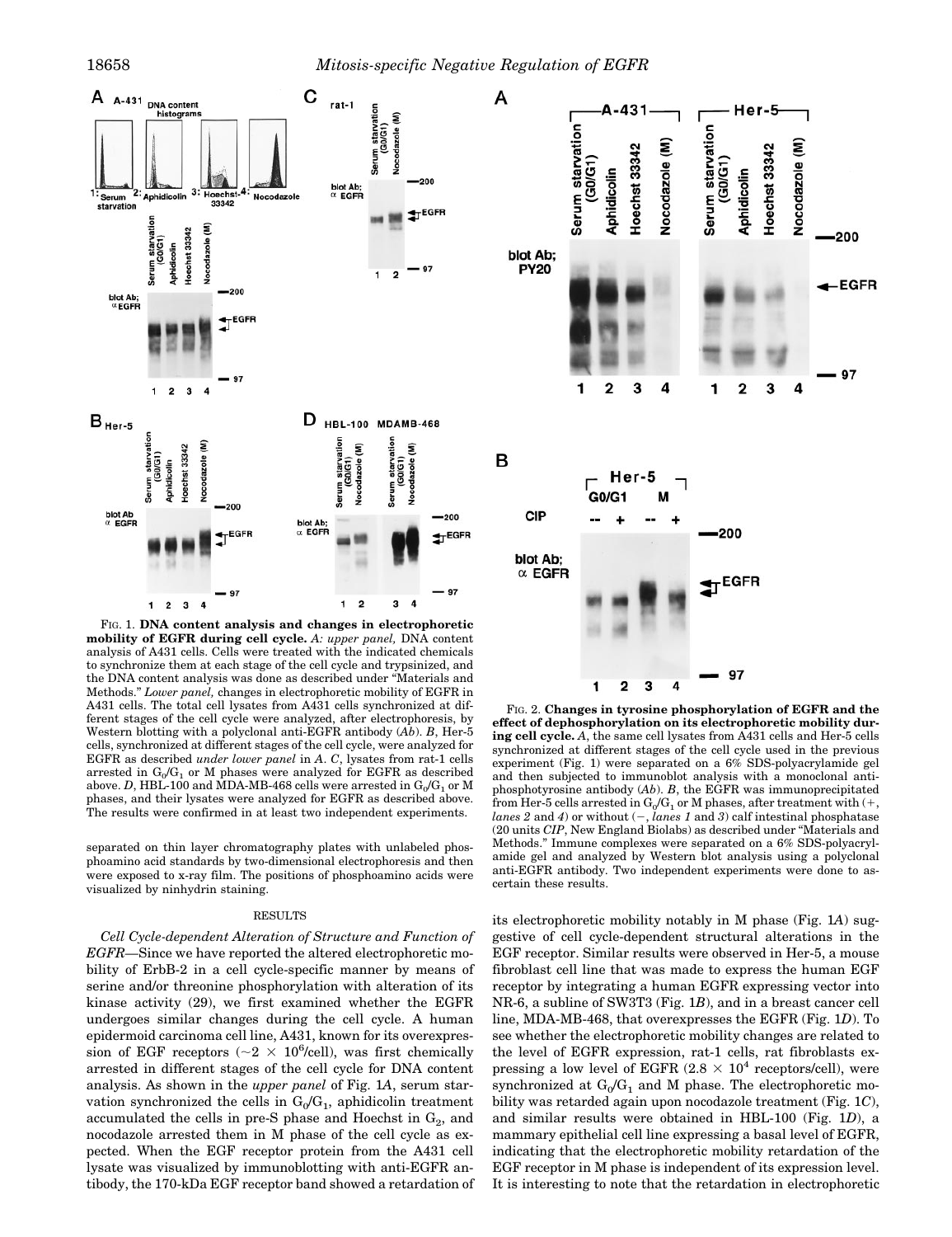FIG. 1. **DNA content analysis and changes in electrophoretic mobility of EGFR during cell cycle.** *A: upper panel,* DNA content analysis of A431 cells. Cells were treated with the indicated chemicals to synchronize them at each stage of the cell cycle and trypsinized, and the DNA content analysis was done as described under "Materials and Methods." *Lower panel,* changes in electrophoretic mobility of EGFR in A431 cells. The total cell lysates from A431 cells synchronized at different stages of the cell cycle were analyzed, after electrophoresis, by Western blotting with a polyclonal anti-EGFR antibody (*Ab*). *B*, Her-5 cells, synchronized at different stages of the cell cycle, were analyzed for EGFR as described *under lower panel* in *A*. *C*, lysates from rat-1 cells arrested in $G_0/G_1$ or M phases were analyzed for EGFR as described above. *D*, HBL-100 and MDA-MB-468 cells were arrested in $G_0/G_1$ or M phases, and their lysates were analyzed for EGFR as described above. The results were confirmed in at least two independent experiments.

separated on thin layer chromatography plates with unlabeled phosphoamino acid standards by two-dimensional electrophoresis and then were exposed to x-ray film. The positions of phosphoamino acids were visualized by ninhydrin staining.

## RESULTS

*Cell Cycle-dependent Alteration of Structure and Function of EGFR*—Since we have reported the altered electrophoretic mobility of ErbB-2 in a cell cycle-specific manner by means of serine and/or threonine phosphorylation with alteration of its kinase activity (29), we first examined whether the EGFR undergoes similar changes during the cell cycle. A human epidermoid carcinoma cell line, A431, known for its overexpression of EGF receptors (~$2 \times 10^6$/cell), was first chemically arrested in different stages of the cell cycle for DNA content analysis. As shown in the *upper panel* of Fig. 1*A*, serum starvation synchronized the cells in $G_0/G_1$, aphidicolin treatment accumulated the cells in pre-S phase and Hoechst in $G_2$, and nocodazole arrested them in M phase of the cell cycle as expected. When the EGF receptor protein from the A431 cell lysate was visualized by immunoblotting with anti-EGFR antibody, the 170-kDa EGF receptor band showed a retardation of its electrophoretic mobility notably in M phase (Fig. 1*A*) suggestive of cell cycle-dependent structural alterations in the EGF receptor. Similar results were observed in Her-5, a mouse fibroblast cell line that was made to express the human EGF receptor by integrating a human EGFR expressing vector into NR-6, a subline of SW3T3 (Fig. 1*B*), and in a breast cancer cell line, MDA-MB-468, that overexpresses the EGFR (Fig. 1*D*). To see whether the electrophoretic mobility changes are related to the level of EGFR expression, rat-1 cells, rat fibroblasts expressing a low level of EGFR ($2.8 \times 10^4$ receptors/cell), were synchronized at $G_0/G_1$ and M phase. The electrophoretic mobility was retarded again upon nocodazole treatment (Fig. 1*C*), and similar results were obtained in HBL-100 (Fig. 1*D*), a mammary epithelial cell line expressing a basal level of EGFR, indicating that the electrophoretic mobility retardation of the EGF receptor in M phase is independent of its expression level. It is interesting to note that the retardation in electrophoretic

FIG. 2. **Changes in tyrosine phosphorylation of EGFR and the effect of dephosphorylation on its electrophoretic mobility during cell cycle.** *A*, the same cell lysates from A431 cells and Her-5 cells synchronized at different stages of the cell cycle used in the previous experiment (Fig. 1) were separated on a 6% SDS-polyacrylamide gel and then subjected to immunoblot analysis with a monoclonal anti-phosphotyrosine antibody (*Ab*). *B*, the EGFR was immunoprecipitated from Her-5 cells arrested in $G_0/G_1$ or M phases, after treatment with (+, *lanes 2* and *4*) or without (−, *lanes 1* and *3*) calf intestinal phosphatase (20 units *CIP*, New England Biolabs) as described under "Materials and Methods." Immune complexes were separated on a 6% SDS-polyacrylamide gel and analyzed by Western blot analysis using a polyclonal anti-EGFR antibody. Two independent experiments were done to ascertain these results.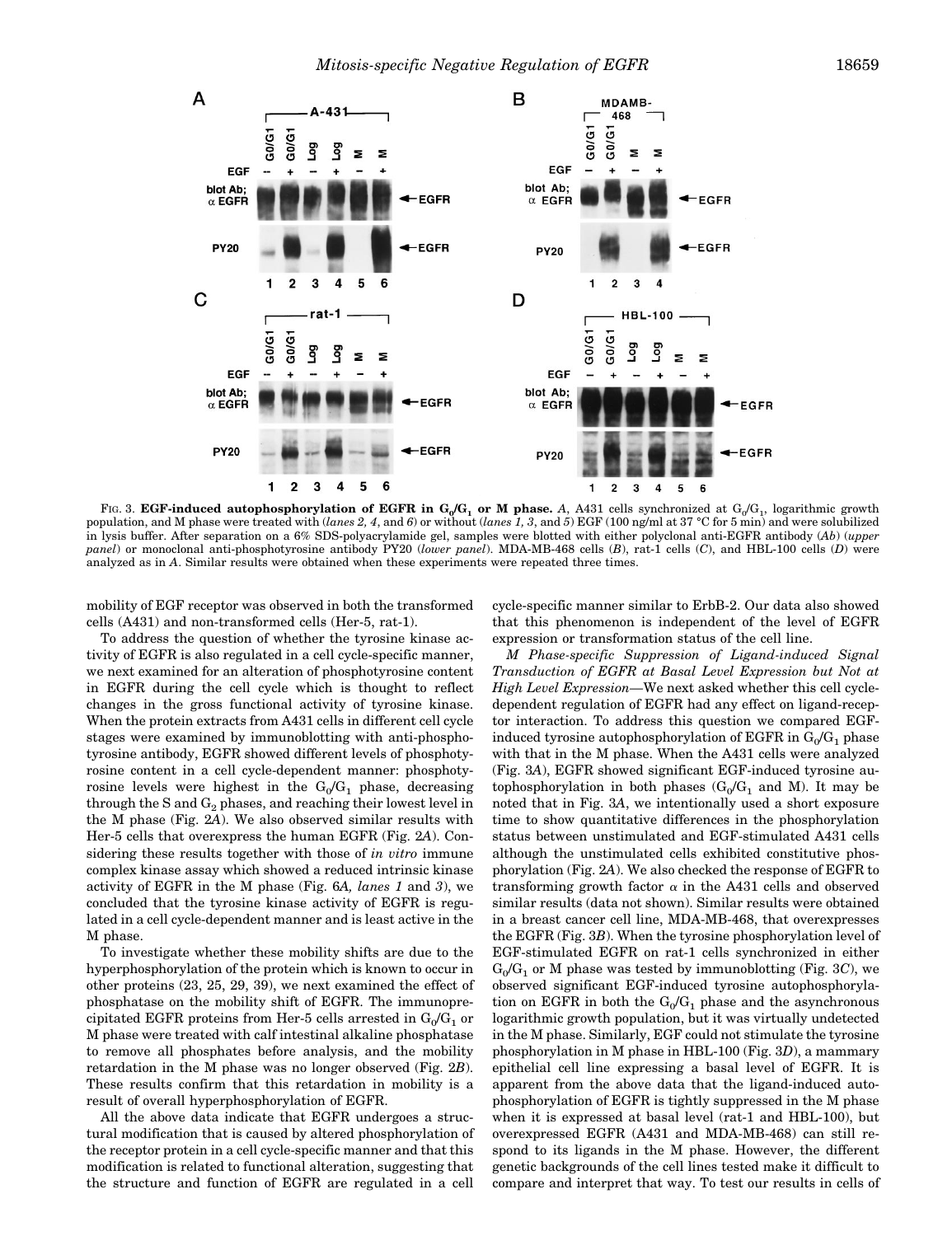FIG. 3. **EGF-induced autophosphorylation of EGFR in $G_0/G_1$ or M phase.** *A*, A431 cells synchronized at $G_0/G_1$, logarithmic growth population, and M phase were treated with (*lanes 2, 4*, and *6*) or without (*lanes 1, 3*, and *5*) EGF (100 ng/ml at 37 °C for 5 min) and were solubilized in lysis buffer. After separation on a 6% SDS-polyacrylamide gel, samples were blotted with either polyclonal anti-EGFR antibody (*Ab*) (*upper panel*) or monoclonal anti-phosphotyrosine antibody PY20 (*lower panel*). MDA-MB-468 cells (*B*), rat-1 cells (*C*), and HBL-100 cells (*D*) were analyzed as in *A*. Similar results were obtained when these experiments were repeated three times.

mobility of EGF receptor was observed in both the transformed cells (A431) and non-transformed cells (Her-5, rat-1).

To address the question of whether the tyrosine kinase activity of EGFR is also regulated in a cell cycle-specific manner, we next examined for an alteration of phosphotyrosine content in EGFR during the cell cycle which is thought to reflect changes in the gross functional activity of tyrosine kinase. When the protein extracts from A431 cells in different cell cycle stages were examined by immunoblotting with anti-phosphotyrosine antibody, EGFR showed different levels of phosphotyrosine content in a cell cycle-dependent manner: phosphotyrosine levels were highest in the $G_0/G_1$ phase, decreasing through the S and $G_2$ phases, and reaching their lowest level in the M phase (Fig. 2*A*). We also observed similar results with Her-5 cells that overexpress the human EGFR (Fig. 2*A*). Considering these results together with those of *in vitro* immune complex kinase assay which showed a reduced intrinsic kinase activity of EGFR in the M phase (Fig. 6*A*, *lanes 1* and *3*), we concluded that the tyrosine kinase activity of EGFR is regulated in a cell cycle-dependent manner and is least active in the M phase.

To investigate whether these mobility shifts are due to the hyperphosphorylation of the protein which is known to occur in other proteins (23, 25, 29, 39), we next examined the effect of phosphatase on the mobility shift of EGFR. The immunoprecipitated EGFR proteins from Her-5 cells arrested in $G_0/G_1$ or M phase were treated with calf intestinal alkaline phosphatase to remove all phosphates before analysis, and the mobility retardation in the M phase was no longer observed (Fig. 2*B*). These results confirm that this retardation in mobility is a result of overall hyperphosphorylation of EGFR.

All the above data indicate that EGFR undergoes a structural modification that is caused by altered phosphorylation of the receptor protein in a cell cycle-specific manner and that this modification is related to functional alteration, suggesting that the structure and function of EGFR are regulated in a cell cycle-specific manner similar to ErbB-2. Our data also showed that this phenomenon is independent of the level of EGFR expression or transformation status of the cell line.

*M Phase-specific Suppression of Ligand-induced Signal Transduction of EGFR at Basal Level Expression but Not at High Level Expression*—We next asked whether this cell cycle-dependent regulation of EGFR had any effect on ligand-receptor interaction. To address this question we compared EGF-induced tyrosine autophosphorylation of EGFR in $G_0/G_1$ phase with that in the M phase. When the A431 cells were analyzed (Fig. 3*A*), EGFR showed significant EGF-induced tyrosine autophosphorylation in both phases ($G_0/G_1$ and M). It may be noted that in Fig. 3*A*, we intentionally used a short exposure time to show quantitative differences in the phosphorylation status between unstimulated and EGF-stimulated A431 cells although the unstimulated cells exhibited constitutive phosphorylation (Fig. 2*A*). We also checked the response of EGFR to transforming growth factor α in the A431 cells and observed similar results (data not shown). Similar results were obtained in a breast cancer cell line, MDA-MB-468, that overexpresses the EGFR (Fig. 3*B*). When the tyrosine phosphorylation level of EGF-stimulated EGFR on rat-1 cells synchronized in either $G_0/G_1$ or M phase was tested by immunoblotting (Fig. 3*C*), we observed significant EGF-induced tyrosine autophosphorylation on EGFR in both the $G_0/G_1$ phase and the asynchronous logarithmic growth population, but it was virtually undetected in the M phase. Similarly, EGF could not stimulate the tyrosine phosphorylation in M phase in HBL-100 (Fig. 3*D*), a mammary epithelial cell line expressing a basal level of EGFR. It is apparent from the above data that the ligand-induced autophosphorylation of EGFR is tightly suppressed in the M phase when it is expressed at basal level (rat-1 and HBL-100), but overexpressed EGFR (A431 and MDA-MB-468) can still respond to its ligands in the M phase. However, the different genetic backgrounds of the cell lines tested make it difficult to compare and interpret that way. To test our results in cells of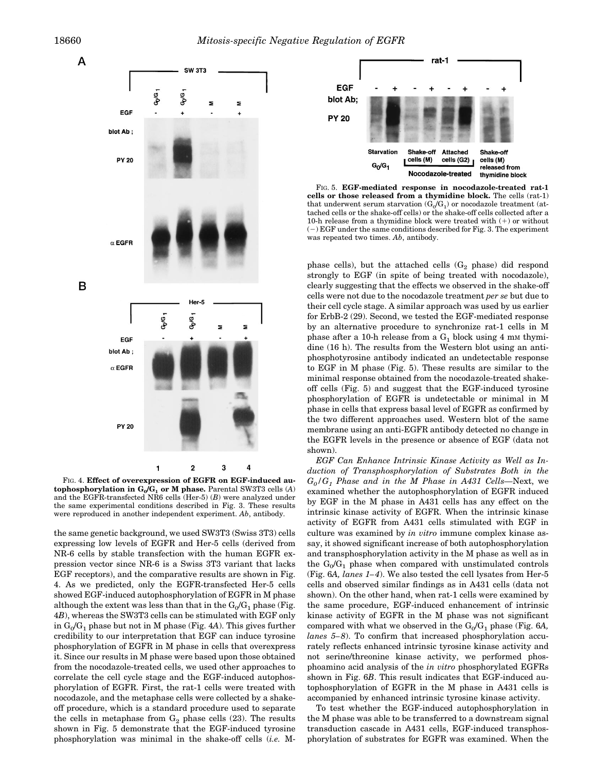FIG. 4. **Effect of overexpression of EGFR on EGF-induced autophosphorylation in $G_0/G_1$ or M phase.** Parental SW3T3 cells (*A*) and the EGFR-transfected NR6 cells (Her-5) (*B*) were analyzed under the same experimental conditions described in Fig. 3. These results were reproduced in another independent experiment. *Ab*, antibody.

FIG. 5. **EGF-mediated response in nocodazole-treated rat-1 cells or those released from a thymidine block.** The cells (rat-1) that underwent serum starvation ($G_0/G_1$) or nocodazole treatment (attached cells or the shake-off cells) or the shake-off cells collected after a 10-h release from a thymidine block were treated with (+) or without (−) EGF under the same conditions described for Fig. 3. The experiment was repeated two times. *Ab*, antibody.

the same genetic background, we used SW3T3 (Swiss 3T3) cells expressing low levels of EGFR and Her-5 cells (derived from NR-6 cells by stable transfection with the human EGFR expression vector since NR-6 is a Swiss 3T3 variant that lacks EGF receptors), and the comparative results are shown in Fig. 4. As we predicted, only the EGFR-transfected Her-5 cells showed EGF-induced autophosphorylation of EGFR in M phase although the extent was less than that in the $G_0/G_1$ phase (Fig. 4*B*), whereas the SW3T3 cells can be stimulated with EGF only in $G_0/G_1$ phase but not in M phase (Fig. 4*A*). This gives further credibility to our interpretation that EGF can induce tyrosine phosphorylation of EGFR in M phase in cells that overexpress it. Since our results in M phase were based upon those obtained from the nocodazole-treated cells, we used other approaches to correlate the cell cycle stage and the EGF-induced autophosphorylation of EGFR. First, the rat-1 cells were treated with nocodazole, and the metaphase cells were collected by a shake-off procedure, which is a standard procedure used to separate the cells in metaphase from $G_2$ phase cells (23). The results shown in Fig. 5 demonstrate that the EGF-induced tyrosine phosphorylation was minimal in the shake-off cells (*i.e.* M-phase cells), but the attached cells ($G_2$ phase) did respond strongly to EGF (in spite of being treated with nocodazole), clearly suggesting that the effects we observed in the shake-off cells were not due to the nocodazole treatment *per se* but due to their cell cycle stage. A similar approach was used by us earlier for ErbB-2 (29). Second, we tested the EGF-mediated response by an alternative procedure to synchronize rat-1 cells in M phase after a 10-h release from a $G_1$ block using 4 mM thymidine (16 h). The results from the Western blot using an anti-phosphotyrosine antibody indicated an undetectable response to EGF in M phase (Fig. 5). These results are similar to the minimal response obtained from the nocodazole-treated shake-off cells (Fig. 5) and suggest that the EGF-induced tyrosine phosphorylation of EGFR is undetectable or minimal in M phase in cells that express basal level of EGFR as confirmed by the two different approaches used. Western blot of the same membrane using an anti-EGFR antibody detected no change in the EGFR levels in the presence or absence of EGF (data not shown).

*EGF Can Enhance Intrinsic Kinase Activity as Well as Induction of Transphosphorylation of Substrates Both in the $G_0/G_1$ Phase and in the M Phase in A431 Cells*—Next, we examined whether the autophosphorylation of EGFR induced by EGF in the M phase in A431 cells has any effect on the intrinsic kinase activity of EGFR. When the intrinsic kinase activity of EGFR from A431 cells stimulated with EGF in culture was examined by *in vitro* immune complex kinase assay, it showed significant increase of both autophosphorylation and transphosphorylation activity in the M phase as well as in the $G_0/G_1$ phase when compared with unstimulated controls (Fig. 6*A, lanes 1–4*). We also tested the cell lysates from Her-5 cells and observed similar findings as in A431 cells (data not shown). On the other hand, when rat-1 cells were examined by the same procedure, EGF-induced enhancement of intrinsic kinase activity of EGFR in the M phase was not significant compared with what we observed in the $G_0/G_1$ phase (Fig. 6*A, lanes 5–8*). To confirm that increased phosphorylation accurately reflects enhanced intrinsic tyrosine kinase activity and not serine/threonine kinase activity, we performed phosphoamino acid analysis of the *in vitro* phosphorylated EGFRs shown in Fig. 6*B*. This result indicates that EGF-induced autophosphorylation of EGFR in the M phase in A431 cells is accompanied by enhanced intrinsic tyrosine kinase activity.

To test whether the EGF-induced autophosphorylation in the M phase was able to be transferred to a downstream signal transduction cascade in A431 cells, EGF-induced transphosphorylation of substrates for EGFR was examined. When the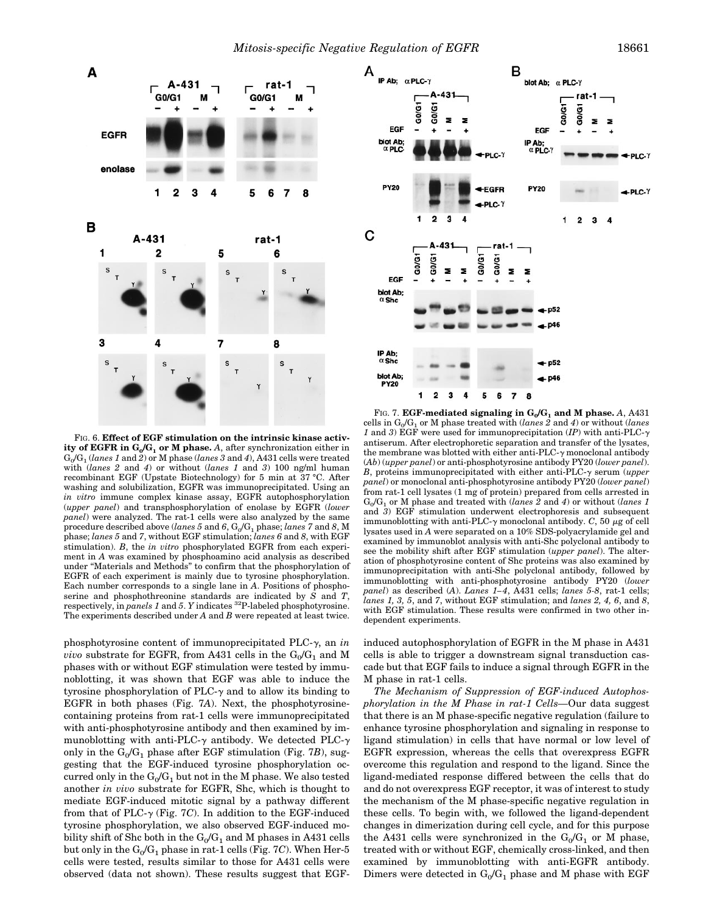FIG. 6. **Effect of EGF stimulation on the intrinsic kinase activity of EGFR in $G_0/G_1$ or M phase.** *A*, after synchronization either in $G_0/G_1$ (*lanes 1* and *2*) or M phase (*lanes 3* and *4*), A431 cells were treated with (*lanes 2* and *4*) or without (*lanes 1* and *3*) 100 ng/ml human recombinant EGF (Upstate Biotechnology) for 5 min at 37 °C. After washing and solubilization, EGFR was immunoprecipitated. Using an *in vitro* immune complex kinase assay, EGFR autophosphorylation (*upper panel*) and transphosphorylation of enolase by EGFR (*lower panel*) were analyzed. The rat-1 cells were also analyzed by the same procedure described above (*lanes 5* and *6*, $G_0/G_1$ phase; *lanes 7* and *8*, M phase; *lanes 5* and *7*, without EGF stimulation; *lanes 6* and *8*, with EGF stimulation). *B*, the *in vitro* phosphorylated EGFR from each experiment in *A* was examined by phosphoamino acid analysis as described under "Materials and Methods" to confirm that the phosphorylation of EGFR of each experiment is mainly due to tyrosine phosphorylation. Each number corresponds to a single lane in *A*. Positions of phosphoserine and phosphothreonine standards are indicated by *S* and *T*, respectively, in *panels 1* and *5*. *Y* indicates $^{32}$P-labeled phosphotyrosine. The experiments described under *A* and *B* were repeated at least twice.

FIG. 7. **EGF-mediated signaling in $G_0/G_1$ and M phase.** *A*, A431 cells in $G_0/G_1$ or M phase treated with (*lanes 2* and *4*) or without (*lanes 1* and *3*) EGF were used for immunoprecipitation (*IP*) with anti-PLC-γ antiserum. After electrophoretic separation and transfer of the lysates, the membrane was blotted with either anti-PLC-γ monoclonal antibody (*Ab*) (*upper panel*) or anti-phosphotyrosine antibody PY20 (*lower panel*). *B*, proteins immunoprecipitated with either anti-PLC-γ serum (*upper panel*) or monoclonal anti-phosphotyrosine antibody PY20 (*lower panel*) from rat-1 cell lysates (1 mg of protein) prepared from cells arrested in $G_0/G_1$ or M phase and treated with (*lanes 2* and *4*) or without (*lanes 1* and *3*) EGF stimulation underwent electrophoresis and subsequent immunoblotting with anti-PLC-γ monoclonal antibody. *C*, 50 μg of cell lysates used in *A* were separated on a 10% SDS-polyacrylamide gel and examined by immunoblot analysis with anti-Shc polyclonal antibody to see the mobility shift after EGF stimulation (*upper panel*). The alteration of phosphotyrosine content of Shc proteins was also examined by immunoprecipitation with anti-Shc polyclonal antibody, followed by immunoblotting with anti-phosphotyrosine antibody PY20 (*lower panel*) as described (*A*). *Lanes 1–4*, A431 cells; *lanes 5-8*, rat-1 cells; *lanes 1, 3, 5*, and *7*, without EGF stimulation; and *lanes 2, 4, 6*, and *8*, with EGF stimulation. These results were confirmed in two other independent experiments.

phosphotyrosine content of immunoprecipitated PLC-γ, an *in vivo* substrate for EGFR, from A431 cells in the $G_0/G_1$ and M phases with or without EGF stimulation were tested by immunoblotting, it was shown that EGF was able to induce the tyrosine phosphorylation of PLC-γ and to allow its binding to EGFR in both phases (Fig. 7*A*). Next, the phosphotyrosine-containing proteins from rat-1 cells were immunoprecipitated with anti-phosphotyrosine antibody and then examined by immunoblotting with anti-PLC-γ antibody. We detected PLC-γ only in the $G_0/G_1$ phase after EGF stimulation (Fig. 7*B*), suggesting that the EGF-induced tyrosine phosphorylation occurred only in the $G_0/G_1$ but not in the M phase. We also tested another *in vivo* substrate for EGFR, Shc, which is thought to mediate EGF-induced mitotic signal by a pathway different from that of PLC-γ (Fig. 7*C*). In addition to the EGF-induced tyrosine phosphorylation, we also observed EGF-induced mobility shift of Shc both in the $G_0/G_1$ and M phases in A431 cells but only in the $G_0/G_1$ phase in rat-1 cells (Fig. 7*C*). When Her-5 cells were tested, results similar to those for A431 cells were observed (data not shown). These results suggest that EGF-induced autophosphorylation of EGFR in the M phase in A431 cells is able to trigger a downstream signal transduction cascade but that EGF fails to induce a signal through EGFR in the M phase in rat-1 cells.

*The Mechanism of Suppression of EGF-induced Autophosphorylation in the M Phase in rat-1 Cells*—Our data suggest that there is an M phase-specific negative regulation (failure to enhance tyrosine phosphorylation and signaling in response to ligand stimulation) in cells that have normal or low level of EGFR expression, whereas the cells that overexpress EGFR overcome this regulation and respond to the ligand. Since the ligand-mediated response differed between the cells that do and do not overexpress EGF receptor, it was of interest to study the mechanism of the M phase-specific negative regulation in these cells. To begin with, we followed the ligand-dependent changes in dimerization during cell cycle, and for this purpose the A431 cells were synchronized in the $G_0/G_1$ or M phase, treated with or without EGF, chemically cross-linked, and then examined by immunoblotting with anti-EGFR antibody. Dimers were detected in $G_0/G_1$ phase and M phase with EGF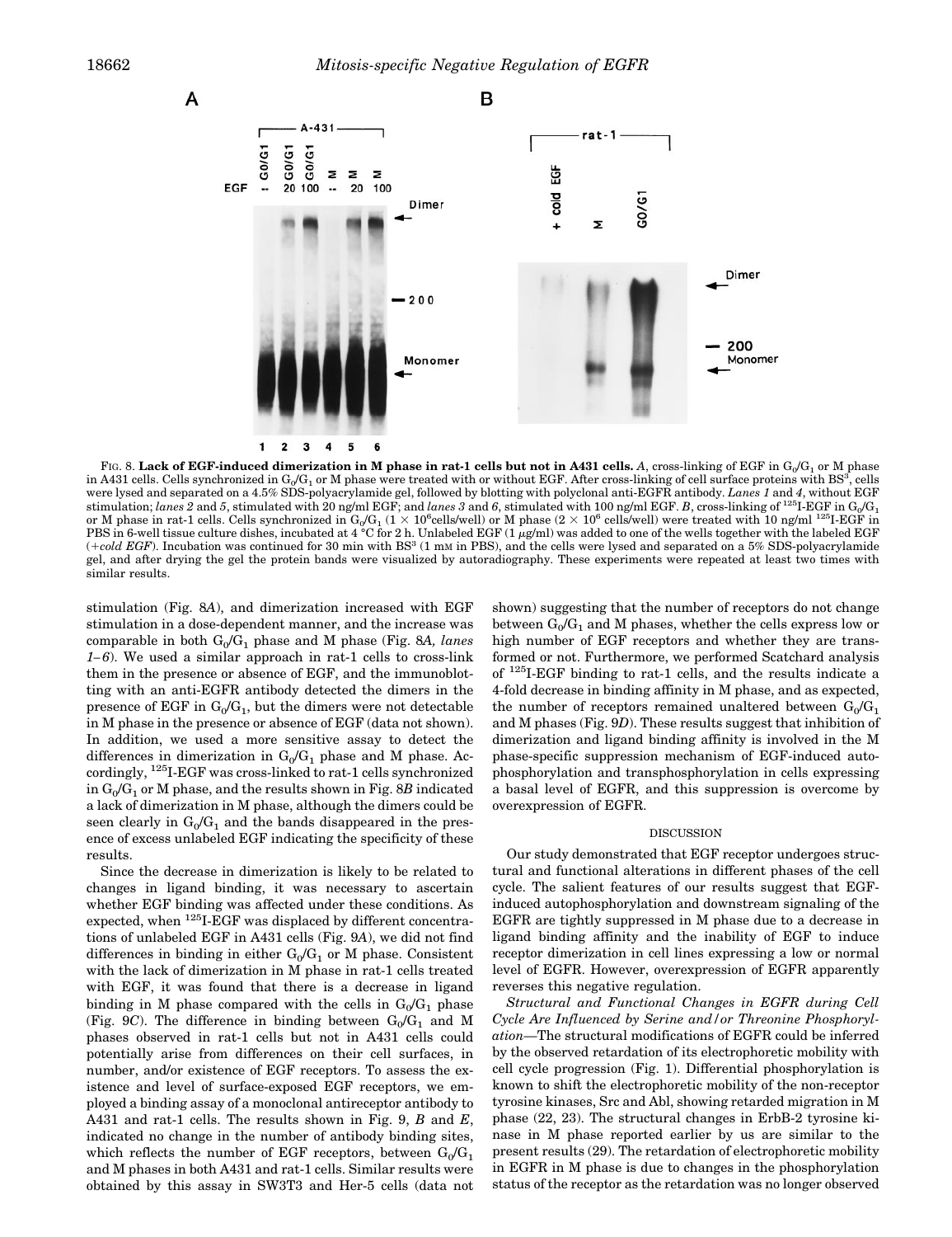FIG. 8. **Lack of EGF-induced dimerization in M phase in rat-1 cells but not in A431 cells.** *A*, cross-linking of EGF in $G_0/G_1$ or M phase in A431 cells. Cells synchronized in $G_0/G_1$ or M phase were treated with or without EGF. After cross-linking of cell surface proteins with $BS^3$, cells were lysed and separated on a 4.5% SDS-polyacrylamide gel, followed by blotting with polyclonal anti-EGFR antibody. *Lanes 1* and *4*, without EGF stimulation; *lanes 2* and *5*, stimulated with 20 ng/ml EGF; and *lanes 3* and *6*, stimulated with 100 ng/ml EGF. *B*, cross-linking of $^{125}$I-EGF in $G_0/G_1$ or M phase in rat-1 cells. Cells synchronized in $G_0/G_1$ ($1 \times 10^6$ cells/well) or M phase ($2 \times 10^6$ cells/well) were treated with 10 ng/ml $^{125}$I-EGF in PBS in 6-well tissue culture dishes, incubated at 4 °C for 2 h. Unlabeled EGF (1 μg/ml) was added to one of the wells together with the labeled EGF (*+cold EGF*). Incubation was continued for 30 min with $BS^3$ (1 mM in PBS), and the cells were lysed and separated on a 5% SDS-polyacrylamide gel, and after drying the gel the protein bands were visualized by autoradiography. These experiments were repeated at least two times with similar results.

stimulation (Fig. 8*A*), and dimerization increased with EGF stimulation in a dose-dependent manner, and the increase was comparable in both $G_0/G_1$ phase and M phase (Fig. 8*A*, *lanes 1–6*). We used a similar approach in rat-1 cells to cross-link them in the presence or absence of EGF, and the immunoblotting with an anti-EGFR antibody detected the dimers in the presence of EGF in $G_0/G_1$, but the dimers were not detectable in M phase in the presence or absence of EGF (data not shown). In addition, we used a more sensitive assay to detect the differences in dimerization in $G_0/G_1$ phase and M phase. Accordingly, $^{125}$I-EGF was cross-linked to rat-1 cells synchronized in $G_0/G_1$ or M phase, and the results shown in Fig. 8*B* indicated a lack of dimerization in M phase, although the dimers could be seen clearly in $G_0/G_1$ and the bands disappeared in the presence of excess unlabeled EGF indicating the specificity of these results.

Since the decrease in dimerization is likely to be related to changes in ligand binding, it was necessary to ascertain whether EGF binding was affected under these conditions. As expected, when $^{125}$I-EGF was displaced by different concentrations of unlabeled EGF in A431 cells (Fig. 9*A*), we did not find differences in binding in either $G_0/G_1$ or M phase. Consistent with the lack of dimerization in M phase in rat-1 cells treated with EGF, it was found that there is a decrease in ligand binding in M phase compared with the cells in $G_0/G_1$ phase (Fig. 9*C*). The difference in binding between $G_0/G_1$ and M phases observed in rat-1 cells but not in A431 cells could potentially arise from differences on their cell surfaces, in number, and/or existence of EGF receptors. To assess the existence and level of surface-exposed EGF receptors, we employed a binding assay of a monoclonal antireceptor antibody to A431 and rat-1 cells. The results shown in Fig. 9, *B* and *E*, indicated no change in the number of antibody binding sites, which reflects the number of EGF receptors, between $G_0/G_1$ and M phases in both A431 and rat-1 cells. Similar results were obtained by this assay in SW3T3 and Her-5 cells (data not shown) suggesting that the number of receptors do not change between $G_0/G_1$ and M phases, whether the cells express low or high number of EGF receptors and whether they are transformed or not. Furthermore, we performed Scatchard analysis of $^{125}$I-EGF binding to rat-1 cells, and the results indicate a 4-fold decrease in binding affinity in M phase, and as expected, the number of receptors remained unaltered between $G_0/G_1$ and M phases (Fig. 9*D*). These results suggest that inhibition of dimerization and ligand binding affinity is involved in the M phase-specific suppression mechanism of EGF-induced autophosphorylation and transphosphorylation in cells expressing a basal level of EGFR, and this suppression is overcome by overexpression of EGFR.

## DISCUSSION

Our study demonstrated that EGF receptor undergoes structural and functional alterations in different phases of the cell cycle. The salient features of our results suggest that EGF-induced autophosphorylation and downstream signaling of the EGFR are tightly suppressed in M phase due to a decrease in ligand binding affinity and the inability of EGF to induce receptor dimerization in cell lines expressing a low or normal level of EGFR. However, overexpression of EGFR apparently reverses this negative regulation.

*Structural and Functional Changes in EGFR during Cell Cycle Are Influenced by Serine and/or Threonine Phosphorylation*—The structural modifications of EGFR could be inferred by the observed retardation of its electrophoretic mobility with cell cycle progression (Fig. 1). Differential phosphorylation is known to shift the electrophoretic mobility of the non-receptor tyrosine kinases, Src and Abl, showing retarded migration in M phase (22, 23). The structural changes in ErbB-2 tyrosine kinase in M phase reported earlier by us are similar to the present results (29). The retardation of electrophoretic mobility in EGFR in M phase is due to changes in the phosphorylation status of the receptor as the retardation was no longer observed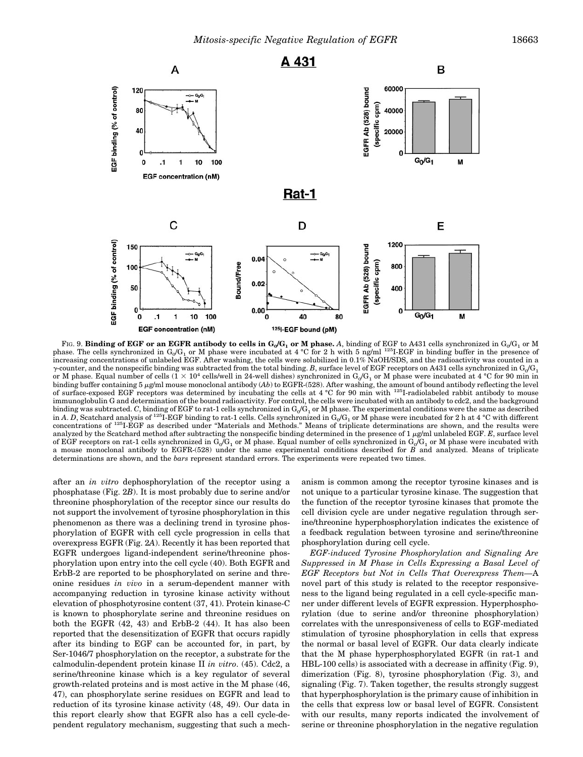FIG. 9. **Binding of EGF or an EGFR antibody to cells in $G_0/G_1$ or M phase.** *A*, binding of EGF to A431 cells synchronized in $G_0/G_1$ or M phase. The cells synchronized in $G_0/G_1$ or M phase were incubated at 4 °C for 2 h with 5 ng/ml $^{125}$I-EGF in binding buffer in the presence of increasing concentrations of unlabeled EGF. After washing, the cells were solubilized in 0.1% NaOH/SDS, and the radioactivity was counted in a γ-counter, and the nonspecific binding was subtracted from the total binding. *B*, surface level of EGF receptors on A431 cells synchronized in $G_0/G_1$ or M phase. Equal number of cells ($1 \times 10^4$ cells/well in 24-well dishes) synchronized in $G_0/G_1$ or M phase were incubated at 4 °C for 90 min in binding buffer containing 5 μg/ml mouse monoclonal antibody (*Ab*) to EGFR-(528). After washing, the amount of bound antibody reflecting the level of surface-exposed EGF receptors was determined by incubating the cells at 4 °C for 90 min with $^{125}$I-radiolabeled rabbit antibody to mouse immunoglobulin G and determination of the bound radioactivity. For control, the cells were incubated with an antibody to cdc2, and the background binding was subtracted. *C*, binding of EGF to rat-1 cells synchronized in $G_0/G_1$ or M phase. The experimental conditions were the same as described in *A*. *D*, Scatchard analysis of $^{125}$I-EGF binding to rat-1 cells. Cells synchronized in $G_0/G_1$ or M phase were incubated for 2 h at 4 °C with different concentrations of $^{125}$I-EGF as described under "Materials and Methods." Means of triplicate determinations are shown, and the results were analyzed by the Scatchard method after subtracting the nonspecific binding determined in the presence of 1 μg/ml unlabeled EGF. *E*, surface level of EGF receptors on rat-1 cells synchronized in $G_0/G_1$ or M phase. Equal number of cells synchronized in $G_0/G_1$ or M phase were incubated with a mouse monoclonal antibody to EGFR-(528) under the same experimental conditions described for *B* and analyzed. Means of triplicate determinations are shown, and the *bars* represent standard errors. The experiments were repeated two times.

after an *in vitro* dephosphorylation of the receptor using a phosphatase (Fig. 2*B*). It is most probably due to serine and/or threonine phosphorylation of the receptor since our results do not support the involvement of tyrosine phosphorylation in this phenomenon as there was a declining trend in tyrosine phosphorylation of EGFR with cell cycle progression in cells that overexpress EGFR (Fig. 2*A*). Recently it has been reported that EGFR undergoes ligand-independent serine/threonine phosphorylation upon entry into the cell cycle (40). Both EGFR and ErbB-2 are reported to be phosphorylated on serine and threonine residues *in vivo* in a serum-dependent manner with accompanying reduction in tyrosine kinase activity without elevation of phosphotyrosine content (37, 41). Protein kinase-C is known to phosphorylate serine and threonine residues on both the EGFR (42, 43) and ErbB-2 (44). It has also been reported that the desensitization of EGFR that occurs rapidly after its binding to EGF can be accounted for, in part, by Ser-1046/7 phosphorylation on the receptor, a substrate for the calmodulin-dependent protein kinase II *in vitro*. (45). Cdc2, a serine/threonine kinase which is a key regulator of several growth-related proteins and is most active in the M phase (46, 47), can phosphorylate serine residues on EGFR and lead to reduction of its tyrosine kinase activity (48, 49). Our data in this report clearly show that EGFR also has a cell cycle-dependent regulatory mechanism, suggesting that such a mechanism is common among the receptor tyrosine kinases and is not unique to a particular tyrosine kinase. The suggestion that the function of the receptor tyrosine kinases that promote the cell division cycle are under negative regulation through serine/threonine hyperphosphorylation indicates the existence of a feedback regulation between tyrosine and serine/threonine phosphorylation during cell cycle.

*EGF-induced Tyrosine Phosphorylation and Signaling Are Suppressed in M Phase in Cells Expressing a Basal Level of EGF Receptors but Not in Cells That Overexpress Them*—A novel part of this study is related to the receptor responsiveness to the ligand being regulated in a cell cycle-specific manner under different levels of EGFR expression. Hyperphosphorylation (due to serine and/or threonine phosphorylation) correlates with the unresponsiveness of cells to EGF-mediated stimulation of tyrosine phosphorylation in cells that express the normal or basal level of EGFR. Our data clearly indicate that the M phase hyperphosphorylated EGFR (in rat-1 and HBL-100 cells) is associated with a decrease in affinity (Fig. 9), dimerization (Fig. 8), tyrosine phosphorylation (Fig. 3), and signaling (Fig. 7). Taken together, the results strongly suggest that hyperphosphorylation is the primary cause of inhibition in the cells that express low or basal level of EGFR. Consistent with our results, many reports indicated the involvement of serine or threonine phosphorylation in the negative regulation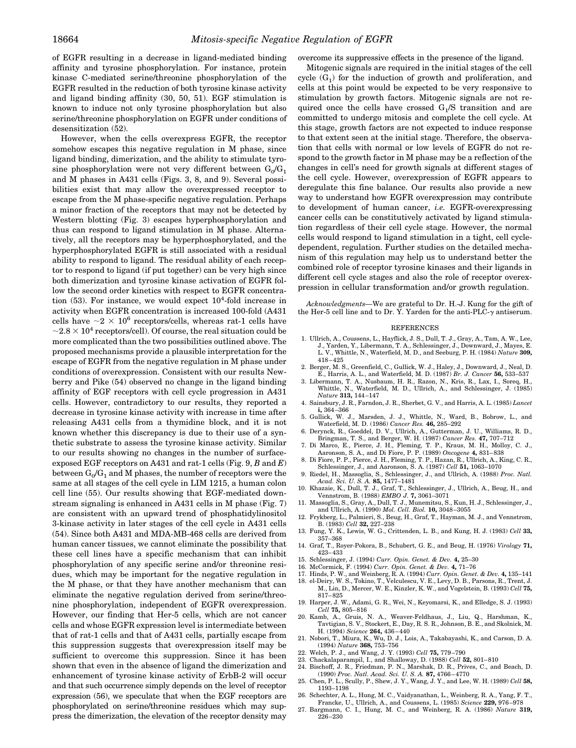of EGFR resulting in a decrease in ligand-mediated binding affinity and tyrosine phosphorylation. For instance, protein kinase C-mediated serine/threonine phosphorylation of the EGFR resulted in the reduction of both tyrosine kinase activity and ligand binding affinity (30, 50, 51). EGF stimulation is known to induce not only tyrosine phosphorylation but also serine/threonine phosphorylation on EGFR under conditions of desensitization (52).

However, when the cells overexpress EGFR, the receptor somehow escapes this negative regulation in M phase, since ligand binding, dimerization, and the ability to stimulate tyrosine phosphorylation were not very different between $G_0/G_1$ and M phases in A431 cells (Figs. 3, 8, and 9). Several possibilities exist that may allow the overexpressed receptor to escape from the M phase-specific negative regulation. Perhaps a minor fraction of the receptors that may not be detected by Western blotting (Fig. 3) escapes hyperphosphorylation and thus can respond to ligand stimulation in M phase. Alternatively, all the receptors may be hyperphosphorylated, and the hyperphosphorylated EGFR is still associated with a residual ability to respond to ligand. The residual ability of each receptor to respond to ligand (if put together) can be very high since both dimerization and tyrosine kinase activation of EGFR follow the second order kinetics with respect to EGFR concentration (53). For instance, we would expect $10^4$-fold increase in activity when EGFR concentration is increased 100-fold (A431 cells have $\sim 2 \times 10^6$ receptors/cells, whereas rat-1 cells have $\sim 2.8 \times 10^4$ receptors/cell). Of course, the real situation could be more complicated than the two possibilities outlined above. The proposed mechanisms provide a plausible interpretation for the escape of EGFR from the negative regulation in M phase under conditions of overexpression. Consistent with our results Newberry and Pike (54) observed no change in the ligand binding affinity of EGF receptors with cell cycle progression in A431 cells. However, contradictory to our results, they reported a decrease in tyrosine kinase activity with increase in time after releasing A431 cells from a thymidine block, and it is not known whether this discrepancy is due to their use of a synthetic substrate to assess the tyrosine kinase activity. Similar to our results showing no changes in the number of surface-exposed EGF receptors on A431 and rat-1 cells (Fig. 9, *B* and *E*) between $G_0/G_1$ and M phases, the number of receptors were the same at all stages of the cell cycle in LIM 1215, a human colon cell line (55). Our results showing that EGF-mediated downstream signaling is enhanced in A431 cells in M phase (Fig. 7) are consistent with an upward trend of phosphatidylinositol 3-kinase activity in later stages of the cell cycle in A431 cells (54). Since both A431 and MDA-MB-468 cells are derived from human cancer tissues, we cannot eliminate the possibility that these cell lines have a specific mechanism that can inhibit phosphorylation of any specific serine and/or threonine residues, which may be important for the negative regulation in the M phase, or that they have another mechanism that can eliminate the negative regulation derived from serine/threonine phosphorylation, independent of EGFR overexpression. However, our finding that Her-5 cells, which are not cancer cells and whose EGFR expression level is intermediate between that of rat-1 cells and that of A431 cells, partially escape from this suppression suggests that overexpression itself may be sufficient to overcome this suppression. Since it has been shown that even in the absence of ligand the dimerization and enhancement of tyrosine kinase activity of ErbB-2 will occur and that such occurrence simply depends on the level of receptor expression (56), we speculate that when the EGF receptors are phosphorylated on serine/threonine residues which may suppress the dimerization, the elevation of the receptor density may overcome its suppressive effects in the presence of the ligand.

Mitogenic signals are required in the initial stages of the cell cycle ($G_1$) for the induction of growth and proliferation, and cells at this point would be expected to be very responsive to stimulation by growth factors. Mitogenic signals are not required once the cells have crossed $G_1/S$ transition and are committed to undergo mitosis and complete the cell cycle. At this stage, growth factors are not expected to induce response to that extent seen at the initial stage. Therefore, the observation that cells with normal or low levels of EGFR do not respond to the growth factor in M phase may be a reflection of the changes in cell's need for growth signals at different stages of the cell cycle. However, overexpression of EGFR appears to deregulate this fine balance. Our results also provide a new way to understand how EGFR overexpression may contribute to development of human cancer, *i.e.* EGFR-overexpressing cancer cells can be constitutively activated by ligand stimulation regardless of their cell cycle stage. However, the normal cells would respond to ligand stimulation in a tight, cell cycle-dependent, regulation. Further studies on the detailed mechanism of this regulation may help us to understand better the combined role of receptor tyrosine kinases and their ligands in different cell cycle stages and also the role of receptor overexpression in cellular transformation and/or growth regulation.

*Acknowledgments*—We are grateful to Dr. H.-J. Kung for the gift of the Her-5 cell line and to Dr. Y. Yarden for the anti-PLC-γ antiserum.

## REFERENCES

1. Ullrich, A., Coussens, L., Hayflick, J. S., Dull, T. J., Gray, A., Tam, A. W., Lee, J., Yarden, Y., Libermann, T. A., Schlessinger, J., Downward, J., Mayes, E. L. V., Whittle, N., Waterfield, M. D., and Seeburg, P. H. (1984) *Nature* **309,** 418–425
2. Berger, M. S., Greenfield, C., Gullick, W. J., Haley, J., Downward, J., Neal, D. E., Harris, A. L., and Waterfield, M. D. (1987) *Br. J. Cancer* **56,** 533–537
3. Libermann, T. A., Nusbaum, H. R., Razon, N., Kris, R., Lax, I., Soreq, H., Whittle, N., Waterfield, M. D., Ullrich, A., and Schlessinger, J. (1985) *Nature* **313,** 144–147
4. Sainsbury, J. R., Farndon, J. R., Sherbet, G. V., and Harris, A. L. (1985) *Lancet* **i,** 364–366
5. Gullick, W. J., Marsden, J. J., Whittle, N., Ward, B., Bobrow, L., and Waterfield, M. D. (1986) *Cancer Res.* **46,** 285–292
6. Derynck, R., Goeddel, D. V., Ullrich, A., Gutterman, J. U., Williams, R. D., Bringman, T. S., and Berger, W. H. (1987) *Cancer Res.* **47,** 707–712
7. Di Marco, E., Pierce, J. H., Fleming, T. P., Kraus, M. H., Molloy, C. J., Aaronson, S. A., and Di Fiore, P. P. (1989) *Oncogene* **4,** 831–838
8. Di Fiore, P. P., Pierce, J. H., Fleming, T. P., Hazan, R., Ullrich, A., King, C. R., Schlessinger, J., and Aaronson, S. A. (1987) *Cell* **51,** 1063–1070
9. Riedel, H., Massoglia, S., Schlessinger, J., and Ullrich, A. (1988) *Proc. Natl. Acad. Sci. U. S. A.* **85,** 1477–1481
10. Khazaie, K., Dull, T. J., Graf, T., Schlessinger, J., Ullrich, A., Beug, H., and Vennstrom, B. (1988) *EMBO J.* **7,** 3061–3071
11. Massoglia, S., Gray, A., Dull, T. J., Munemitsu, S., Kun, H. J., Schlessinger, J., and Ullrich, A. (1990) *Mol. Cell. Biol.* **10,** 3048–3055
12. Frykberg, L., Palmieri, S., Beug, H., Graf, T., Hayman, M. J., and Vennstrom, B. (1983) *Cell* **32,** 227–238
13. Fung, Y. K., Lewis, W. G., Crittenden, L. B., and Kung, H. J. (1983) *Cell* **33,** 357–368
14. Graf, T., Royer-Pokora, B., Schubert, G. E., and Beug, H. (1976) *Virology* **71,** 423–433
15. Schlessinger, J. (1994) *Curr. Opin. Genet. & Dev.* **4,** 25–30
16. McCormick, F. (1994) *Curr. Opin. Genet. & Dev.* **4,** 71–76
17. Hinds, P. W., and Weinberg, R. A. (1994) *Curr. Opin. Genet. & Dev.* **4,** 135–141
18. el-Deiry, W. S., Tokino, T., Velculescu, V. E., Levy, D. B., Parsons, R., Trent, J. M., Lin, D., Mercer, W. E., Kinzler, K. W., and Vogelstein, B. (1993) *Cell* **75,** 817–825
19. Harper, J. W., Adami, G. R., Wei, N., Keyomarsi, K., and Elledge, S. J. (1993) *Cell* **75,** 805–816
20. Kamb, A., Gruis, N. A., Weaver-Feldhaus, J., Liu, Q., Harshman, K., Tavtigian, S. V., Stockert, E., Day, R. S. R., Johnson, B. E., and Skolnick, M. H. (1994) *Science* **264,** 436–440
21. Nobori, T., Miura, K., Wu, D. J., Lois, A., Takabayashi, K., and Carson, D. A. (1994) *Nature* **368,** 753–756
22. Welch, P. J., and Wang, J. Y. (1993) *Cell* **75,** 779–790
23. Chackalaparampil, I., and Shalloway, D. (1988) *Cell* **52,** 801–810
24. Bischoff, J. R., Friedman, P. N., Marshak, D. R., Prives, C., and Beach, D. (1990) *Proc. Natl. Acad. Sci. U. S. A.* **87,** 4766–4770
25. Chen, P. L., Scully, P., Shew, J. Y., Wang, J. Y., and Lee, W. H. (1989) *Cell* **58,** 1193–1198
26. Schechter, A. L., Hung, M. C., Vaidyanathan, L., Weinberg, R. A., Yang, F. T., Francke, U., Ullrich, A., and Coussens, L. (1985) *Science* **229,** 976–978
27. Bargmann, C. I., Hung, M. C., and Weinberg, R. A. (1986) *Nature* **319,** 226–230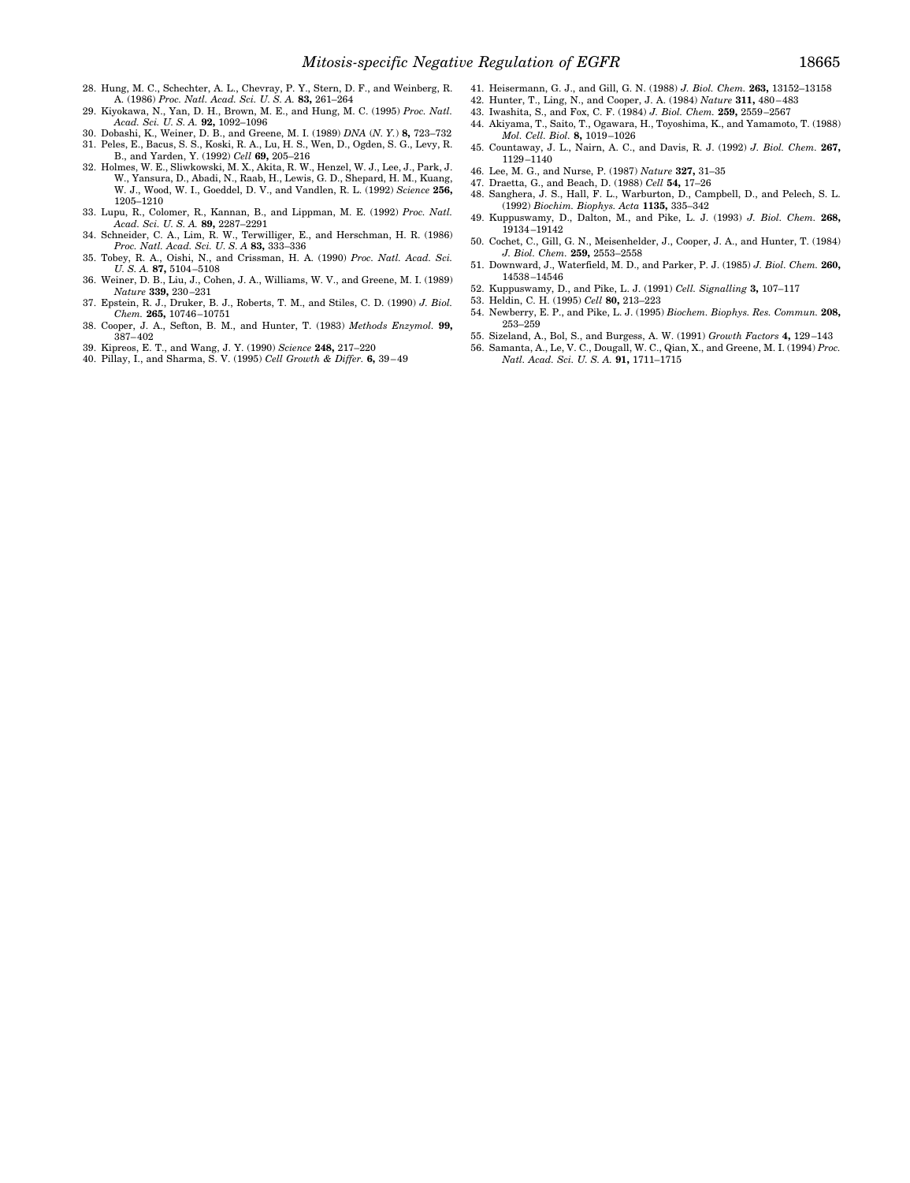28. Hung, M. C., Schechter, A. L., Chevray, P. Y., Stern, D. F., and Weinberg, R. A. (1986) *Proc. Natl. Acad. Sci. U. S. A.* **83,** 261–264
29. Kiyokawa, N., Yan, D. H., Brown, M. E., and Hung, M. C. (1995) *Proc. Natl. Acad. Sci. U. S. A.* **92,** 1092–1096
30. Dobashi, K., Weiner, D. B., and Greene, M. I. (1989) *DNA (N. Y.)* **8,** 723–732
31. Peles, E., Bacus, S. S., Koski, R. A., Lu, H. S., Wen, D., Ogden, S. G., Levy, R. B., and Yarden, Y. (1992) *Cell* **69,** 205–216
32. Holmes, W. E., Sliwkowski, M. X., Akita, R. W., Henzel, W. J., Lee, J., Park, J. W., Yansura, D., Abadi, N., Raab, H., Lewis, G. D., Shepard, H. M., Kuang, W. J., Wood, W. I., Goeddel, D. V., and Vandlen, R. L. (1992) *Science* **256,** 1205–1210
33. Lupu, R., Colomer, R., Kannan, B., and Lippman, M. E. (1992) *Proc. Natl. Acad. Sci. U. S. A.* **89,** 2287–2291
34. Schneider, C. A., Lim, R. W., Terwilliger, E., and Herschman, H. R. (1986) *Proc. Natl. Acad. Sci. U. S. A* **83,** 333–336
35. Tobey, R. A., Oishi, N., and Crissman, H. A. (1990) *Proc. Natl. Acad. Sci. U. S. A.* **87,** 5104–5108
36. Weiner, D. B., Liu, J., Cohen, J. A., Williams, W. V., and Greene, M. I. (1989) *Nature* **339,** 230–231
37. Epstein, R. J., Druker, B. J., Roberts, T. M., and Stiles, C. D. (1990) *J. Biol. Chem.* **265,** 10746–10751
38. Cooper, J. A., Sefton, B. M., and Hunter, T. (1983) *Methods Enzymol.* **99,** 387–402
39. Kipreos, E. T., and Wang, J. Y. (1990) *Science* **248,** 217–220
40. Pillay, I., and Sharma, S. V. (1995) *Cell Growth & Differ.* **6,** 39–49
41. Heisermann, G. J., and Gill, G. N. (1988) *J. Biol. Chem.* **263,** 13152–13158
42. Hunter, T., Ling, N., and Cooper, J. A. (1984) *Nature* **311,** 480–483
43. Iwashita, S., and Fox, C. F. (1984) *J. Biol. Chem.* **259,** 2559–2567
44. Akiyama, T., Saito, T., Ogawara, H., Toyoshima, K., and Yamamoto, T. (1988) *Mol. Cell. Biol.* **8,** 1019–1026
45. Countaway, J. L., Nairn, A. C., and Davis, R. J. (1992) *J. Biol. Chem.* **267,** 1129–1140
46. Lee, M. G., and Nurse, P. (1987) *Nature* **327,** 31–35
47. Draetta, G., and Beach, D. (1988) *Cell* **54,** 17–26
48. Sanghera, J. S., Hall, F. L., Warburton, D., Campbell, D., and Pelech, S. L. (1992) *Biochim. Biophys. Acta* **1135,** 335–342
49. Kuppuswamy, D., Dalton, M., and Pike, L. J. (1993) *J. Biol. Chem.* **268,** 19134–19142
50. Cochet, C., Gill, G. N., Meisenhelder, J., Cooper, J. A., and Hunter, T. (1984) *J. Biol. Chem.* **259,** 2553–2558
51. Downward, J., Waterfield, M. D., and Parker, P. J. (1985) *J. Biol. Chem.* **260,** 14538–14546
52. Kuppuswamy, D., and Pike, L. J. (1991) *Cell. Signalling* **3,** 107–117
53. Heldin, C. H. (1995) *Cell* **80,** 213–223
54. Newberry, E. P., and Pike, L. J. (1995) *Biochem. Biophys. Res. Commun.* **208,** 253–259
55. Sizeland, A., Bol, S., and Burgess, A. W. (1991) *Growth Factors* **4,** 129–143
56. Samanta, A., Le, V. C., Dougall, W. C., Qian, X., and Greene, M. I. (1994) *Proc. Natl. Acad. Sci. U. S. A.* **91,** 1711–1715